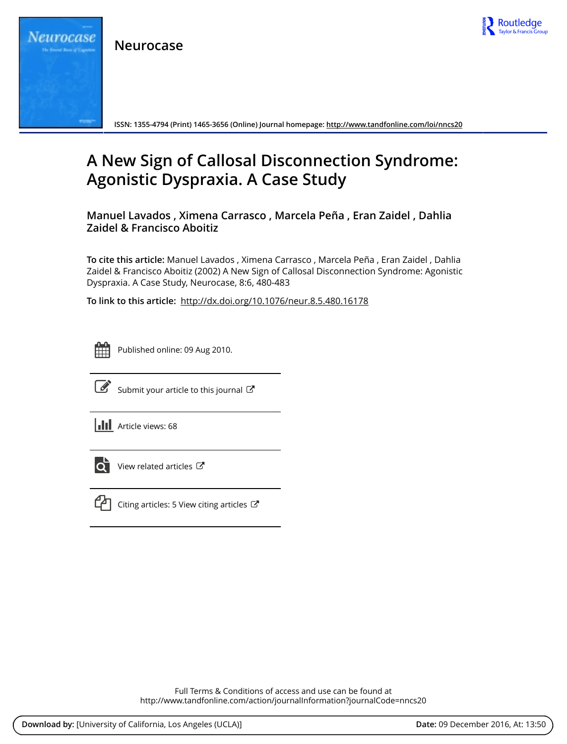Neurocase

ISSN: 1355-4794 (Print) 1465-3656 (Online) Journal homepage: http://www.tandfonline.com/loi/nncs20

# A New Sign of Callosal Disconnection Syndrome: Agonistic Dyspraxia. A Case Study

**Manuel Lavados , Ximena Carrasco , Marcela Peña , Eran Zaidel , Dahlia Zaidel & Francisco Aboitiz**

**To cite this article:** Manuel Lavados , Ximena Carrasco , Marcela Peña , Eran Zaidel , Dahlia Zaidel & Francisco Aboitiz (2002) A New Sign of Callosal Disconnection Syndrome: Agonistic Dyspraxia. A Case Study, Neurocase, 8:6, 480-483

**To link to this article:** http://dx.doi.org/10.1076/neur.8.5.480.16178

Published online: 09 Aug 2010.

Submit your article to this journal

Article views: 68

View related articles

Citing articles: 5 View citing articles

Full Terms & Conditions of access and use can be found at
http://www.tandfonline.com/action/journalInformation?journalCode=nncs20

**Download by:** [University of California, Los Angeles (UCLA)] **Date:** 09 December 2016, At: 13:50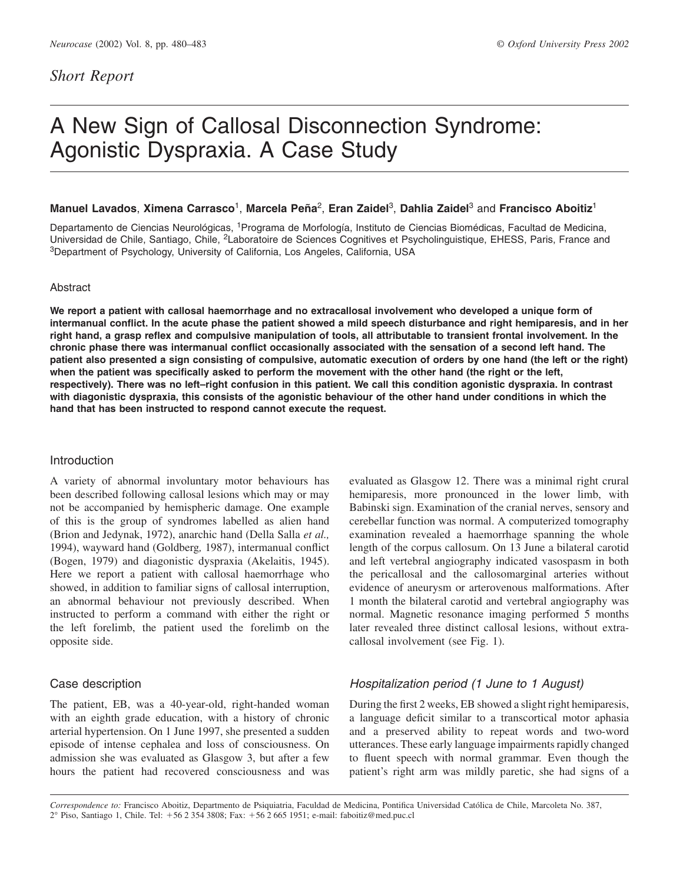*Short Report*

# A New Sign of Callosal Disconnection Syndrome: Agonistic Dyspraxia. A Case Study

**Manuel Lavados**, **Ximena Carrasco**[1], **Marcela Peña**[2], **Eran Zaidel**[3], **Dahlia Zaidel**[3] and **Francisco Aboitiz**[1]

Departamento de Ciencias Neurológicas, [1]Programa de Morfología, Instituto de Ciencias Biomédicas, Facultad de Medicina, Universidad de Chile, Santiago, Chile, [2]Laboratoire de Sciences Cognitives et Psycholinguistique, EHESS, Paris, France and [3]Department of Psychology, University of California, Los Angeles, California, USA

## Abstract

**We report a patient with callosal haemorrhage and no extracallosal involvement who developed a unique form of intermanual conflict. In the acute phase the patient showed a mild speech disturbance and right hemiparesis, and in her right hand, a grasp reflex and compulsive manipulation of tools, all attributable to transient frontal involvement. In the chronic phase there was intermanual conflict occasionally associated with the sensation of a second left hand. The patient also presented a sign consisting of compulsive, automatic execution of orders by one hand (the left or the right) when the patient was specifically asked to perform the movement with the other hand (the right or the left, respectively). There was no left–right confusion in this patient. We call this condition agonistic dyspraxia. In contrast with diagonistic dyspraxia, this consists of the agonistic behaviour of the other hand under conditions in which the hand that has been instructed to respond cannot execute the request.**

## Introduction

A variety of abnormal involuntary motor behaviours has been described following callosal lesions which may or may not be accompanied by hemispheric damage. One example of this is the group of syndromes labelled as alien hand (Brion and Jedynak, 1972), anarchic hand (Della Salla *et al.,* 1994), wayward hand (Goldberg, 1987), intermanual conflict (Bogen, 1979) and diagonistic dyspraxia (Akelaitis, 1945). Here we report a patient with callosal haemorrhage who showed, in addition to familiar signs of callosal interruption, an abnormal behaviour not previously described. When instructed to perform a command with either the right or the left forelimb, the patient used the forelimb on the opposite side.

## Case description

The patient, EB, was a 40-year-old, right-handed woman with an eighth grade education, with a history of chronic arterial hypertension. On 1 June 1997, she presented a sudden episode of intense cephalea and loss of consciousness. On admission she was evaluated as Glasgow 3, but after a few hours the patient had recovered consciousness and was evaluated as Glasgow 12. There was a minimal right crural hemiparesis, more pronounced in the lower limb, with Babinski sign. Examination of the cranial nerves, sensory and cerebellar function was normal. A computerized tomography examination revealed a haemorrhage spanning the whole length of the corpus callosum. On 13 June a bilateral carotid and left vertebral angiography indicated vasospasm in both the pericallosal and the callosomarginal arteries without evidence of aneurysm or arteriovenous malformations. After 1 month the bilateral carotid and vertebral angiography was normal. Magnetic resonance imaging performed 5 months later revealed three distinct callosal lesions, without extracallosal involvement (see Fig. 1).

### *Hospitalization period (1 June to 1 August)*

During the first 2 weeks, EB showed a slight right hemiparesis, a language deficit similar to a transcortical motor aphasia and a preserved ability to repeat words and two-word utterances. These early language impairments rapidly changed to fluent speech with normal grammar. Even though the patient's right arm was mildly paretic, she had signs of a

*Correspondence to:* Francisco Aboitiz, Departmento de Psiquiatria, Facultad de Medicina, Pontifica Universidad Católica de Chile, Marcoleta No. 387, 2° Piso, Santiago 1, Chile. Tel: +56 2 354 3808; Fax: +56 2 665 1951; e-mail: faboitiz@med.puc.cl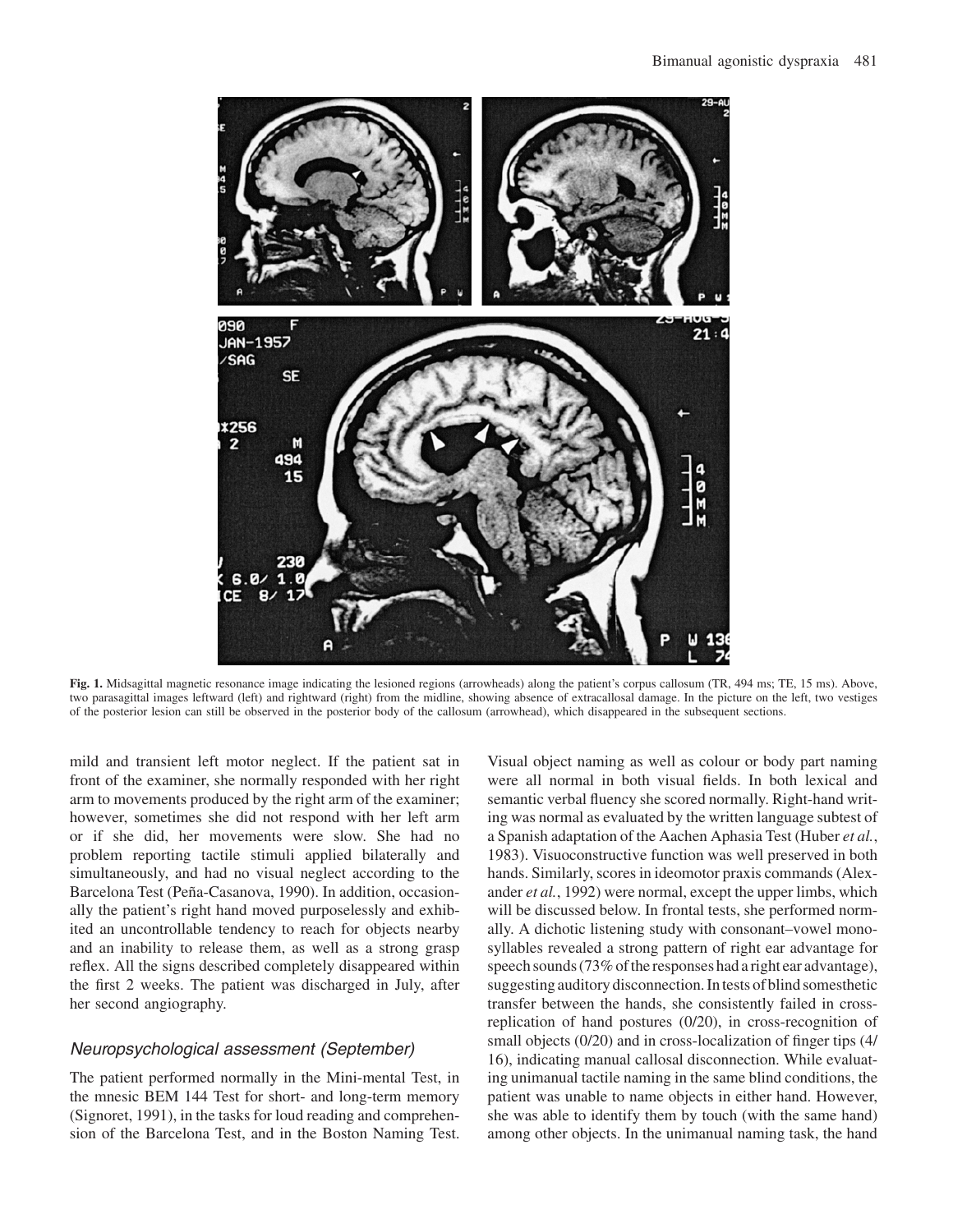**Fig. 1.** Midsagittal magnetic resonance image indicating the lesioned regions (arrowheads) along the patient's corpus callosum (TR, 494 ms; TE, 15 ms). Above, two parasagittal images leftward (left) and rightward (right) from the midline, showing absence of extracallosal damage. In the picture on the left, two vestiges of the posterior lesion can still be observed in the posterior body of the callosum (arrowhead), which disappeared in the subsequent sections.

mild and transient left motor neglect. If the patient sat in front of the examiner, she normally responded with her right arm to movements produced by the right arm of the examiner; however, sometimes she did not respond with her left arm or if she did, her movements were slow. She had no problem reporting tactile stimuli applied bilaterally and simultaneously, and had no visual neglect according to the Barcelona Test (Peña-Casanova, 1990). In addition, occasionally the patient's right hand moved purposelessly and exhibited an uncontrollable tendency to reach for objects nearby and an inability to release them, as well as a strong grasp reflex. All the signs described completely disappeared within the first 2 weeks. The patient was discharged in July, after her second angiography.

### *Neuropsychological assessment (September)*

The patient performed normally in the Mini-mental Test, in the mnesic BEM 144 Test for short- and long-term memory (Signoret, 1991), in the tasks for loud reading and comprehension of the Barcelona Test, and in the Boston Naming Test. Visual object naming as well as colour or body part naming were all normal in both visual fields. In both lexical and semantic verbal fluency she scored normally. Right-hand writing was normal as evaluated by the written language subtest of a Spanish adaptation of the Aachen Aphasia Test (Huber *et al.*, 1983). Visuoconstructive function was well preserved in both hands. Similarly, scores in ideomotor praxis commands (Alexander *et al.*, 1992) were normal, except the upper limbs, which will be discussed below. In frontal tests, she performed normally. A dichotic listening study with consonant–vowel monosyllables revealed a strong pattern of right ear advantage for speech sounds (73% of the responses had a right ear advantage), suggesting auditory disconnection. In tests of blind somesthetic transfer between the hands, she consistently failed in cross-replication of hand postures (0/20), in cross-recognition of small objects (0/20) and in cross-localization of finger tips (4/16), indicating manual callosal disconnection. While evaluating unimanual tactile naming in the same blind conditions, the patient was unable to name objects in either hand. However, she was able to identify them by touch (with the same hand) among other objects. In the unimanual naming task, the hand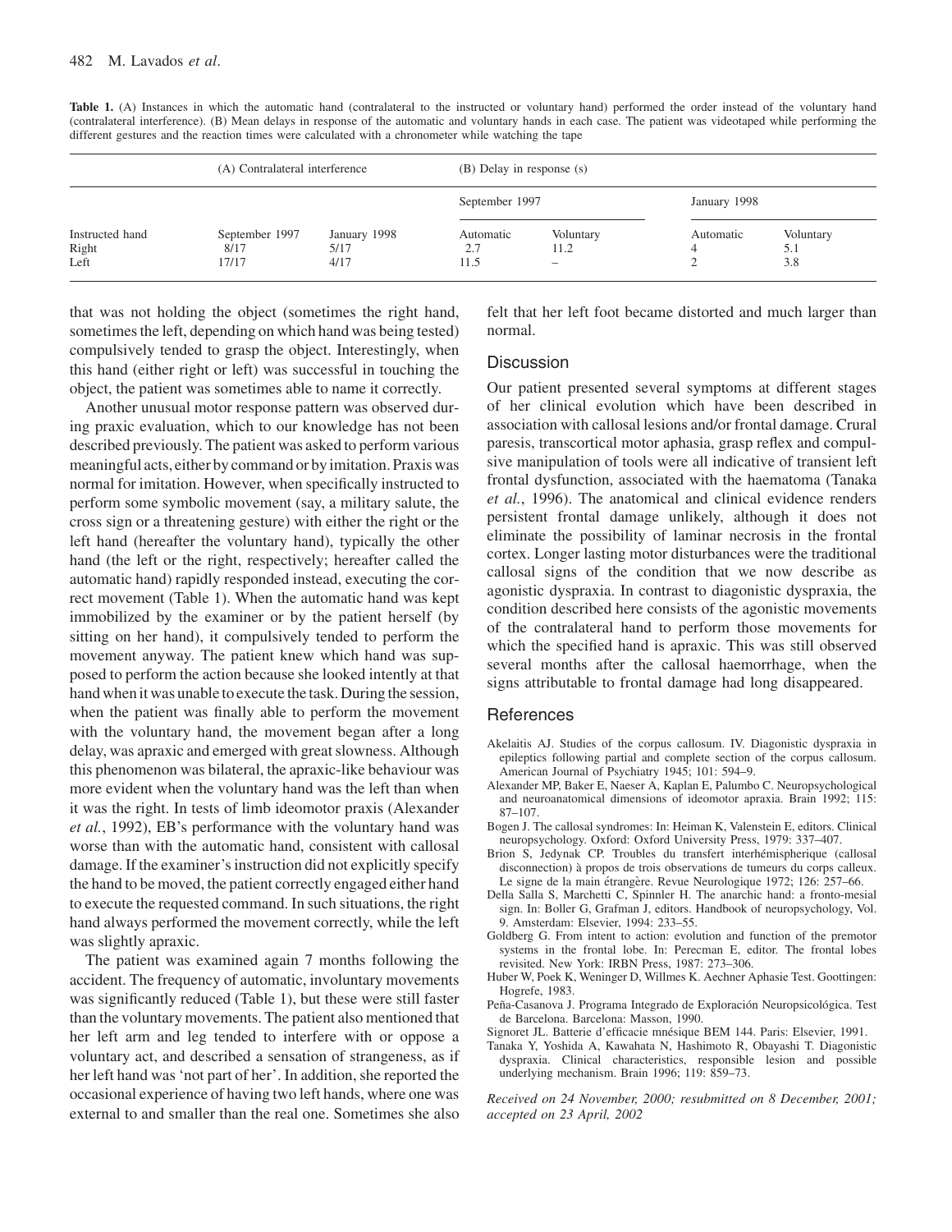**Table 1.** (A) Instances in which the automatic hand (contralateral to the instructed or voluntary hand) performed the order instead of the voluntary hand (contralateral interference). (B) Mean delays in response of the automatic and voluntary hands in each case. The patient was videotaped while performing the different gestures and the reaction times were calculated with a chronometer while watching the tape

| | (A) Contralateral interference | | (B) Delay in response (s) | | | |
|---|---|---|---|---|---|---|
| | | | September 1997 | | January 1998 | |
| Instructed hand | September 1997 | January 1998 | Automatic | Voluntary | Automatic | Voluntary |
| Right | 8/17 | 5/17 | 2.7 | 11.2 | 4 | 5.1 |
| Left | 17/17 | 4/17 | 11.5 | – | 2 | 3.8 |

that was not holding the object (sometimes the right hand, sometimes the left, depending on which hand was being tested) compulsively tended to grasp the object. Interestingly, when this hand (either right or left) was successful in touching the object, the patient was sometimes able to name it correctly.

Another unusual motor response pattern was observed during praxic evaluation, which to our knowledge has not been described previously. The patient was asked to perform various meaningful acts, either by command or by imitation. Praxis was normal for imitation. However, when specifically instructed to perform some symbolic movement (say, a military salute, the cross sign or a threatening gesture) with either the right or the left hand (hereafter the voluntary hand), typically the other hand (the left or the right, respectively; hereafter called the automatic hand) rapidly responded instead, executing the correct movement (Table 1). When the automatic hand was kept immobilized by the examiner or by the patient herself (by sitting on her hand), it compulsively tended to perform the movement anyway. The patient knew which hand was supposed to perform the action because she looked intently at that hand when it was unable to execute the task. During the session, when the patient was finally able to perform the movement with the voluntary hand, the movement began after a long delay, was apraxic and emerged with great slowness. Although this phenomenon was bilateral, the apraxic-like behaviour was more evident when the voluntary hand was the left than when it was the right. In tests of limb ideomotor praxis (Alexander *et al.*, 1992), EB's performance with the voluntary hand was worse than with the automatic hand, consistent with callosal damage. If the examiner's instruction did not explicitly specify the hand to be moved, the patient correctly engaged either hand to execute the requested command. In such situations, the right hand always performed the movement correctly, while the left was slightly apraxic.

The patient was examined again 7 months following the accident. The frequency of automatic, involuntary movements was significantly reduced (Table 1), but these were still faster than the voluntary movements. The patient also mentioned that her left arm and leg tended to interfere with or oppose a voluntary act, and described a sensation of strangeness, as if her left hand was 'not part of her'. In addition, she reported the occasional experience of having two left hands, where one was external to and smaller than the real one. Sometimes she also felt that her left foot became distorted and much larger than normal.

## Discussion

Our patient presented several symptoms at different stages of her clinical evolution which have been described in association with callosal lesions and/or frontal damage. Crural paresis, transcortical motor aphasia, grasp reflex and compulsive manipulation of tools were all indicative of transient left frontal dysfunction, associated with the haematoma (Tanaka *et al.*, 1996). The anatomical and clinical evidence renders persistent frontal damage unlikely, although it does not eliminate the possibility of laminar necrosis in the frontal cortex. Longer lasting motor disturbances were the traditional callosal signs of the condition that we now describe as agonistic dyspraxia. In contrast to diagonistic dyspraxia, the condition described here consists of the agonistic movements of the contralateral hand to perform those movements for which the specified hand is apraxic. This was still observed several months after the callosal haemorrhage, when the signs attributable to frontal damage had long disappeared.

## References

Akelaitis AJ. Studies of the corpus callosum. IV. Diagonistic dyspraxia in epileptics following partial and complete section of the corpus callosum. American Journal of Psychiatry 1945; 101: 594–9.

Alexander MP, Baker E, Naeser A, Kaplan E, Palumbo C. Neuropsychological and neuroanatomical dimensions of ideomotor apraxia. Brain 1992; 115: 87–107.

Bogen J. The callosal syndromes: In: Heiman K, Valenstein E, editors. Clinical neuropsychology. Oxford: Oxford University Press, 1979: 337–407.

Brion S, Jedynak CP. Troubles du transfert interhémisphérique (callosal disconnection) à propos de trois observations de tumeurs du corps calleux. Le signe de la main étrangère. Revue Neurologique 1972; 126: 257–66.

Della Salla S, Marchetti C, Spinnler H. The anarchic hand: a fronto-mesial sign. In: Boller G, Grafman J, editors. Handbook of neuropsychology, Vol. 9. Amsterdam: Elsevier, 1994: 233–55.

Goldberg G. From intent to action: evolution and function of the premotor systems in the frontal lobe. In: Perecman E, editor. The frontal lobes revisited. New York: IRBN Press, 1987: 273–306.

Huber W, Poek K, Weninger D, Willmes K. Aechner Aphasie Test. Goottingen: Hogrefe, 1983.

Peña-Casanova J. Programa Integrado de Exploración Neuropsicológica. Test de Barcelona. Barcelona: Masson, 1990.

Signoret JL. Batterie d'efficacie mnésique BEM 144. Paris: Elsevier, 1991.

Tanaka Y, Yoshida A, Kawahata N, Hashimoto R, Obayashi T. Diagonistic dyspraxia. Clinical characteristics, responsible lesion and possible underlying mechanism. Brain 1996; 119: 859–73.

*Received on 24 November, 2000; resubmitted on 8 December, 2001; accepted on 23 April, 2002*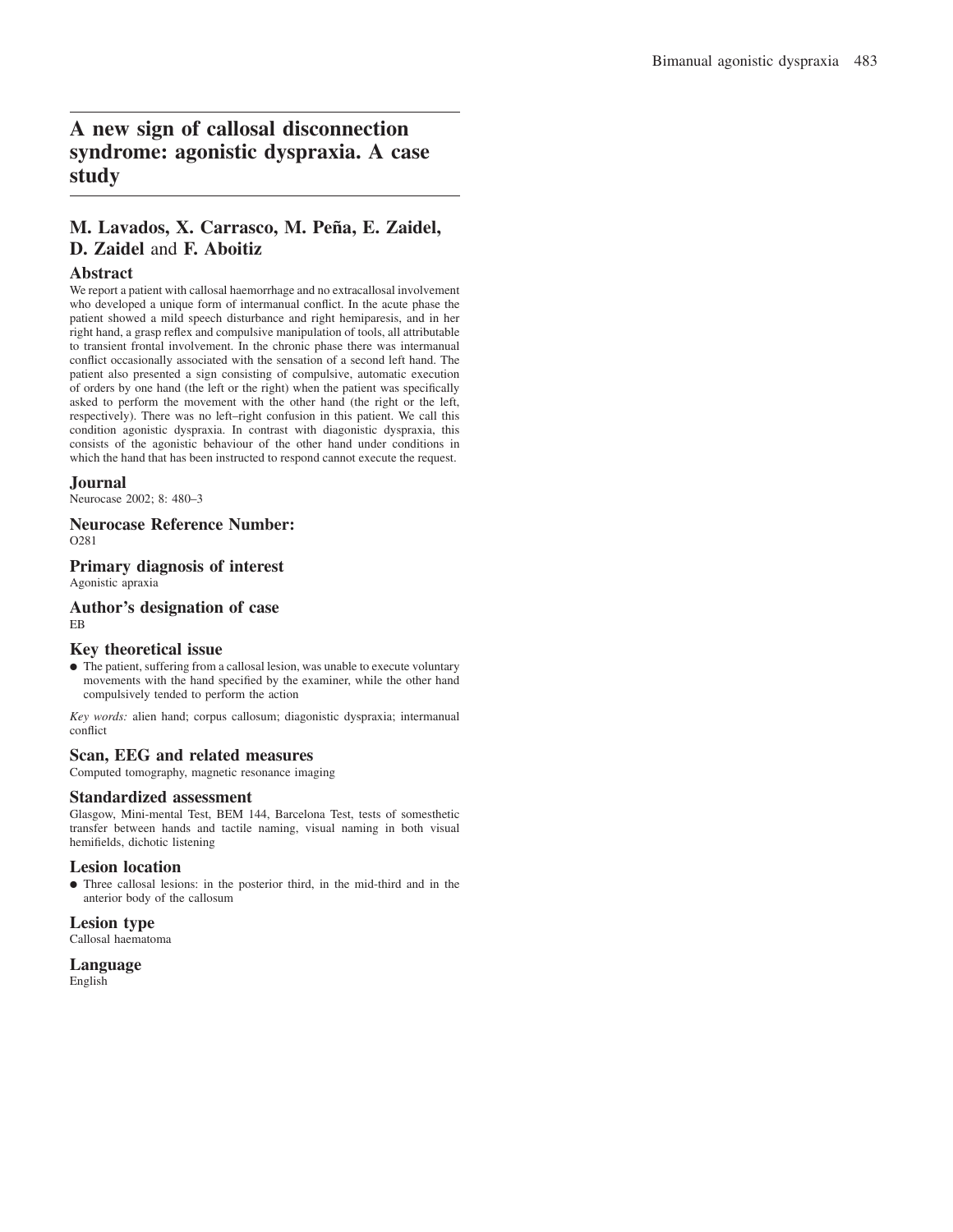# A new sign of callosal disconnection syndrome: agonistic dyspraxia. A case study

## M. Lavados, X. Carrasco, M. Peña, E. Zaidel, D. Zaidel and F. Aboitiz

### Abstract

We report a patient with callosal haemorrhage and no extracallosal involvement who developed a unique form of intermanual conflict. In the acute phase the patient showed a mild speech disturbance and right hemiparesis, and in her right hand, a grasp reflex and compulsive manipulation of tools, all attributable to transient frontal involvement. In the chronic phase there was intermanual conflict occasionally associated with the sensation of a second left hand. The patient also presented a sign consisting of compulsive, automatic execution of orders by one hand (the left or the right) when the patient was specifically asked to perform the movement with the other hand (the right or the left, respectively). There was no left–right confusion in this patient. We call this condition agonistic dyspraxia. In contrast with diagonistic dyspraxia, this consists of the agonistic behaviour of the other hand under conditions in which the hand that has been instructed to respond cannot execute the request.

### Journal

Neurocase 2002; 8: 480–3

### Neurocase Reference Number:

O281

### Primary diagnosis of interest

Agonistic apraxia

### Author's designation of case

EB

### Key theoretical issue

- The patient, suffering from a callosal lesion, was unable to execute voluntary movements with the hand specified by the examiner, while the other hand compulsively tended to perform the action

*Key words:* alien hand; corpus callosum; diagonistic dyspraxia; intermanual conflict

### Scan, EEG and related measures

Computed tomography, magnetic resonance imaging

### Standardized assessment

Glasgow, Mini-mental Test, BEM 144, Barcelona Test, tests of somesthetic transfer between hands and tactile naming, visual naming in both visual hemifields, dichotic listening

### Lesion location

- Three callosal lesions: in the posterior third, in the mid-third and in the anterior body of the callosum

### Lesion type

Callosal haematoma

### Language

English